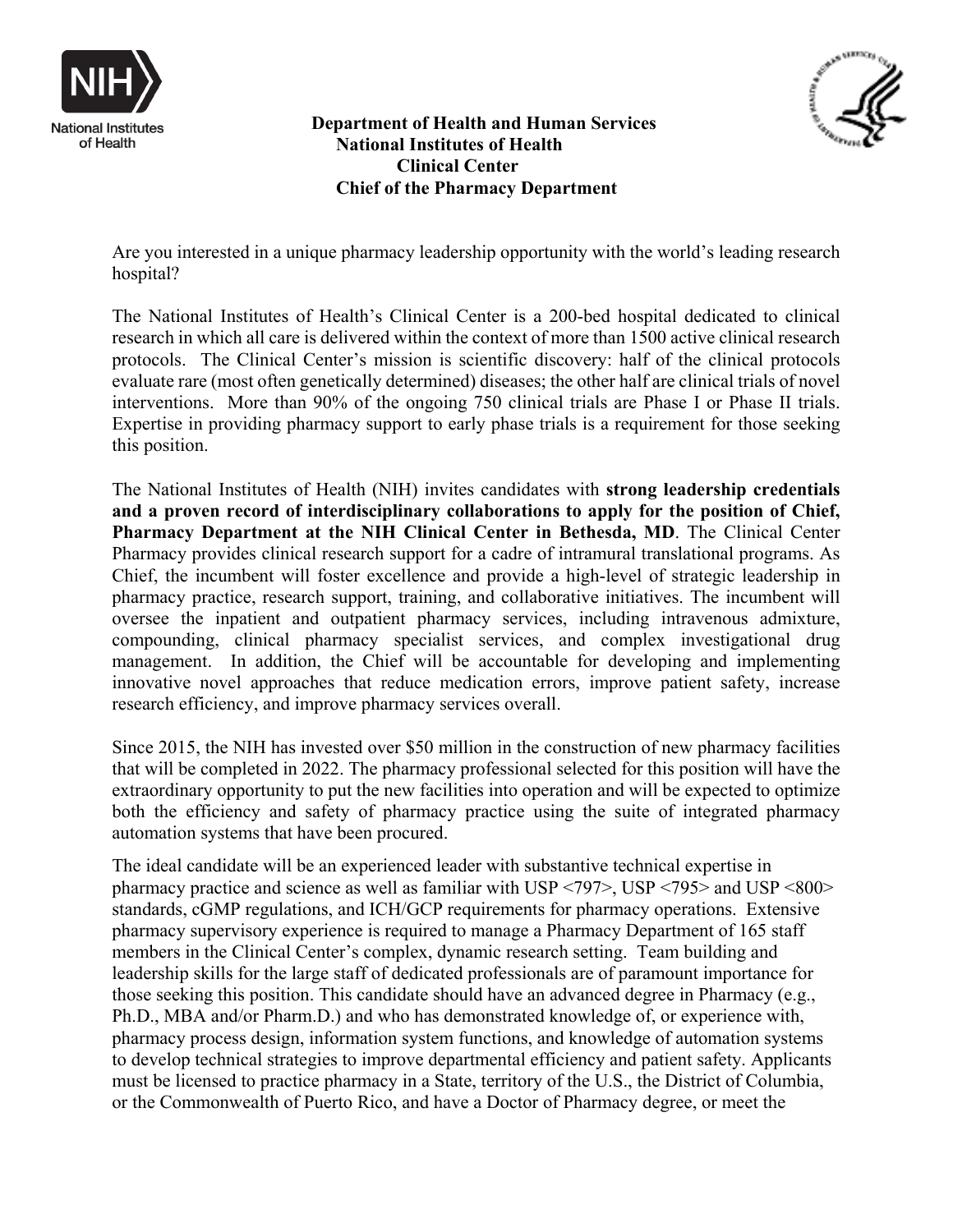**Department of Health and Human Services**
**National Institutes of Health**
**Clinical Center**
**Chief of the Pharmacy Department**

Are you interested in a unique pharmacy leadership opportunity with the world's leading research hospital?

The National Institutes of Health's Clinical Center is a 200-bed hospital dedicated to clinical research in which all care is delivered within the context of more than 1500 active clinical research protocols. The Clinical Center's mission is scientific discovery: half of the clinical protocols evaluate rare (most often genetically determined) diseases; the other half are clinical trials of novel interventions. More than 90% of the ongoing 750 clinical trials are Phase I or Phase II trials. Expertise in providing pharmacy support to early phase trials is a requirement for those seeking this position.

The National Institutes of Health (NIH) invites candidates with **strong leadership credentials and a proven record of interdisciplinary collaborations to apply for the position of Chief, Pharmacy Department at the NIH Clinical Center in Bethesda, MD**. The Clinical Center Pharmacy provides clinical research support for a cadre of intramural translational programs. As Chief, the incumbent will foster excellence and provide a high-level of strategic leadership in pharmacy practice, research support, training, and collaborative initiatives. The incumbent will oversee the inpatient and outpatient pharmacy services, including intravenous admixture, compounding, clinical pharmacy specialist services, and complex investigational drug management. In addition, the Chief will be accountable for developing and implementing innovative novel approaches that reduce medication errors, improve patient safety, increase research efficiency, and improve pharmacy services overall.

Since 2015, the NIH has invested over $50 million in the construction of new pharmacy facilities that will be completed in 2022. The pharmacy professional selected for this position will have the extraordinary opportunity to put the new facilities into operation and will be expected to optimize both the efficiency and safety of pharmacy practice using the suite of integrated pharmacy automation systems that have been procured.

The ideal candidate will be an experienced leader with substantive technical expertise in pharmacy practice and science as well as familiar with USP <797>, USP <795> and USP <800> standards, cGMP regulations, and ICH/GCP requirements for pharmacy operations. Extensive pharmacy supervisory experience is required to manage a Pharmacy Department of 165 staff members in the Clinical Center's complex, dynamic research setting. Team building and leadership skills for the large staff of dedicated professionals are of paramount importance for those seeking this position. This candidate should have an advanced degree in Pharmacy (e.g., Ph.D., MBA and/or Pharm.D.) and who has demonstrated knowledge of, or experience with, pharmacy process design, information system functions, and knowledge of automation systems to develop technical strategies to improve departmental efficiency and patient safety. Applicants must be licensed to practice pharmacy in a State, territory of the U.S., the District of Columbia, or the Commonwealth of Puerto Rico, and have a Doctor of Pharmacy degree, or meet the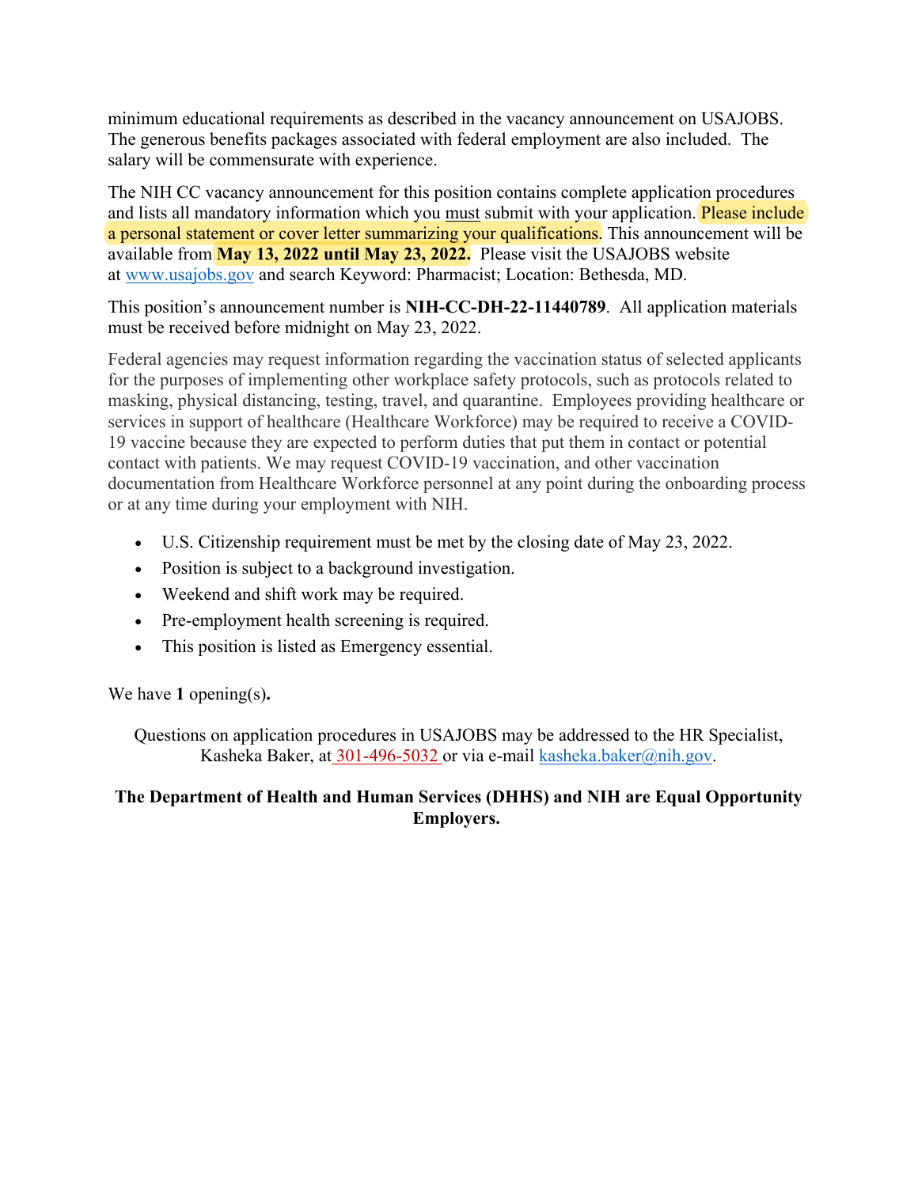minimum educational requirements as described in the vacancy announcement on USAJOBS. The generous benefits packages associated with federal employment are also included. The salary will be commensurate with experience.

The NIH CC vacancy announcement for this position contains complete application procedures and lists all mandatory information which you must submit with your application. Please include a personal statement or cover letter summarizing your qualifications. This announcement will be available from **May 13, 2022 until May 23, 2022.** Please visit the USAJOBS website at www.usajobs.gov and search Keyword: Pharmacist; Location: Bethesda, MD.

This position's announcement number is **NIH-CC-DH-22-11440789**. All application materials must be received before midnight on May 23, 2022.

Federal agencies may request information regarding the vaccination status of selected applicants for the purposes of implementing other workplace safety protocols, such as protocols related to masking, physical distancing, testing, travel, and quarantine. Employees providing healthcare or services in support of healthcare (Healthcare Workforce) may be required to receive a COVID-19 vaccine because they are expected to perform duties that put them in contact or potential contact with patients. We may request COVID-19 vaccination, and other vaccination documentation from Healthcare Workforce personnel at any point during the onboarding process or at any time during your employment with NIH.

- U.S. Citizenship requirement must be met by the closing date of May 23, 2022.
- Position is subject to a background investigation.
- Weekend and shift work may be required.
- Pre-employment health screening is required.
- This position is listed as Emergency essential.

We have **1** opening(s)**.**

Questions on application procedures in USAJOBS may be addressed to the HR Specialist, Kasheka Baker, at 301-496-5032 or via e-mail kasheka.baker@nih.gov.

**The Department of Health and Human Services (DHHS) and NIH are Equal Opportunity Employers.**